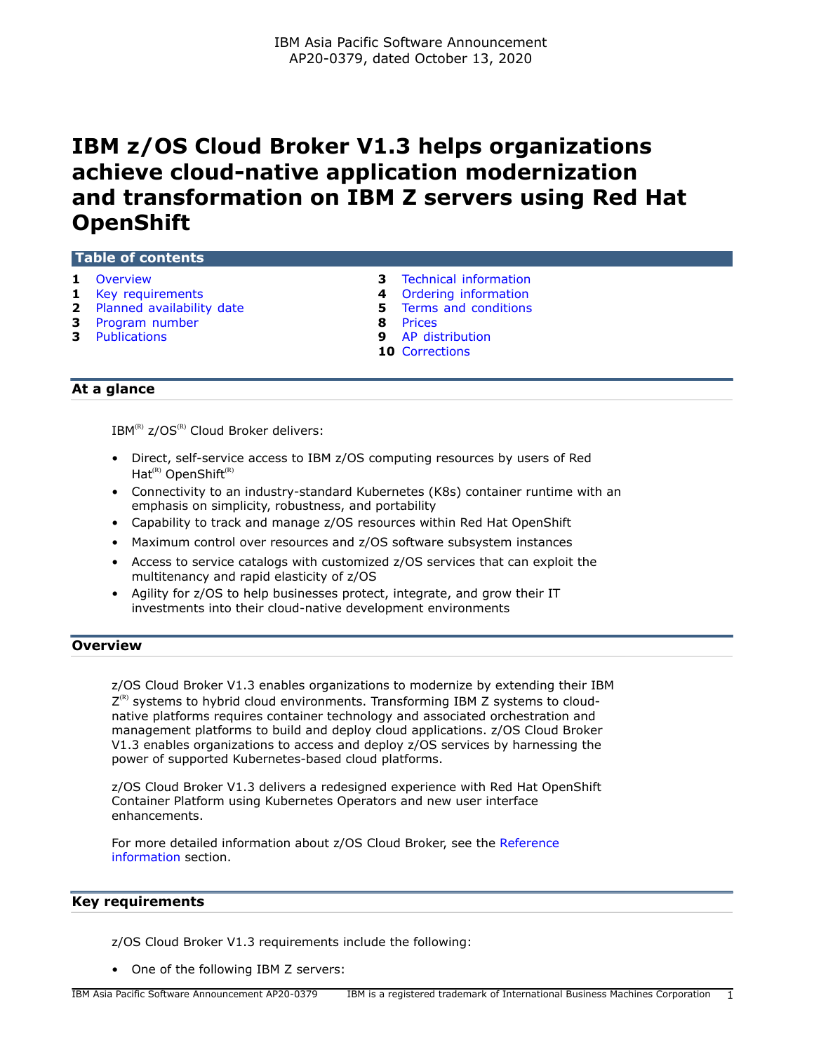IBM Asia Pacific Software Announcement
AP20-0379, dated October 13, 2020

# IBM z/OS Cloud Broker V1.3 helps organizations achieve cloud-native application modernization and transformation on IBM Z servers using Red Hat OpenShift

## Table of contents

| | | | |
|---|---|---|---|
| **1** | Overview | **3** | Technical information |
| **1** | Key requirements | **4** | Ordering information |
| **2** | Planned availability date | **5** | Terms and conditions |
| **3** | Program number | **8** | Prices |
| **3** | Publications | **9** | AP distribution |
| | | **10** | Corrections |

## At a glance

IBM(R) z/OS(R) Cloud Broker delivers:

- Direct, self-service access to IBM z/OS computing resources by users of Red Hat(R) OpenShift(R)
- Connectivity to an industry-standard Kubernetes (K8s) container runtime with an emphasis on simplicity, robustness, and portability
- Capability to track and manage z/OS resources within Red Hat OpenShift
- Maximum control over resources and z/OS software subsystem instances
- Access to service catalogs with customized z/OS services that can exploit the multitenancy and rapid elasticity of z/OS
- Agility for z/OS to help businesses protect, integrate, and grow their IT investments into their cloud-native development environments

## Overview

z/OS Cloud Broker V1.3 enables organizations to modernize by extending their IBM Z(R) systems to hybrid cloud environments. Transforming IBM Z systems to cloud-native platforms requires container technology and associated orchestration and management platforms to build and deploy cloud applications. z/OS Cloud Broker V1.3 enables organizations to access and deploy z/OS services by harnessing the power of supported Kubernetes-based cloud platforms.

z/OS Cloud Broker V1.3 delivers a redesigned experience with Red Hat OpenShift Container Platform using Kubernetes Operators and new user interface enhancements.

For more detailed information about z/OS Cloud Broker, see the Reference information section.

## Key requirements

z/OS Cloud Broker V1.3 requirements include the following:

- One of the following IBM Z servers: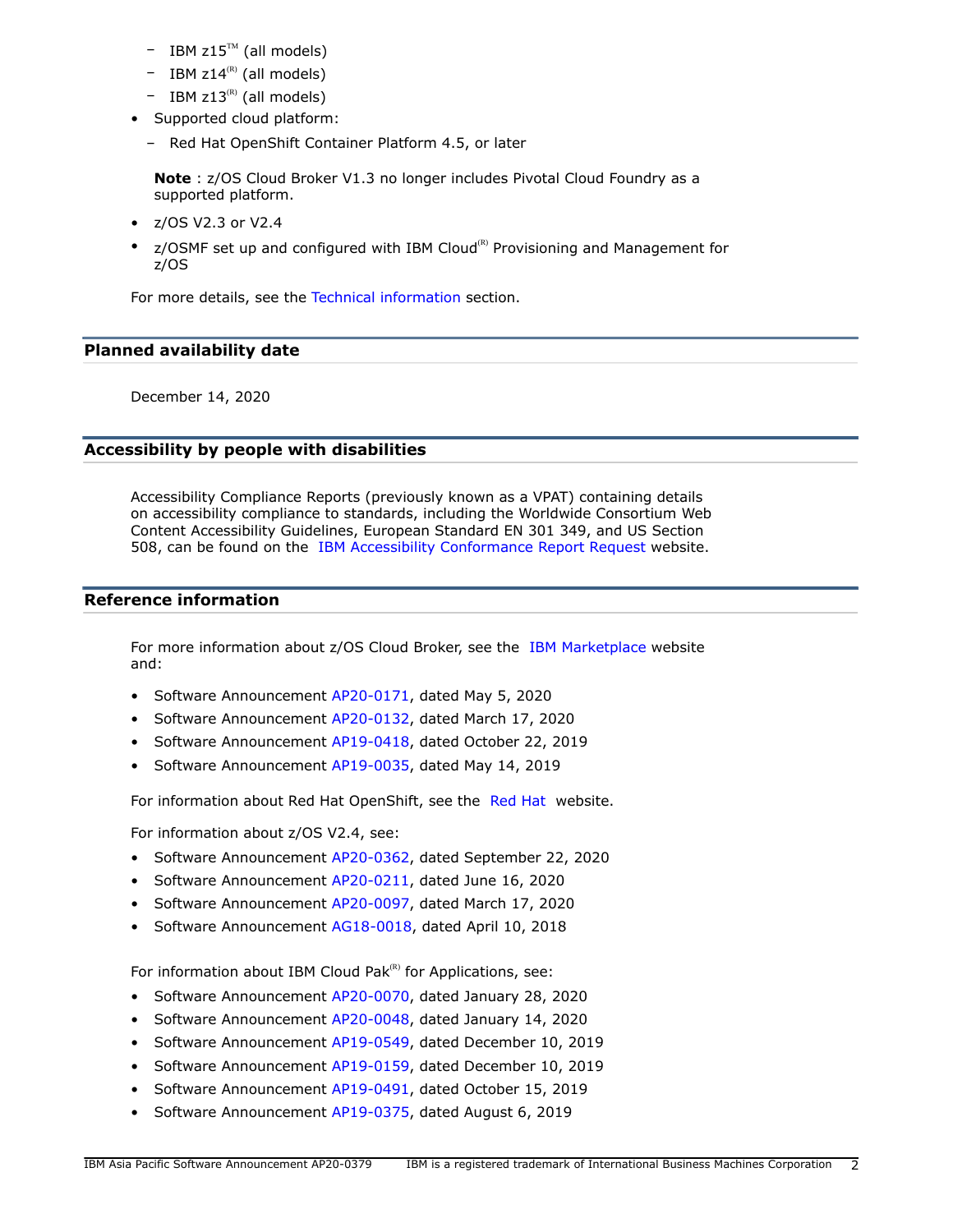- IBM z15™ (all models)
  - IBM z14(R) (all models)
  - IBM z13(R) (all models)
- Supported cloud platform:
  - Red Hat OpenShift Container Platform 4.5, or later

  **Note** : z/OS Cloud Broker V1.3 no longer includes Pivotal Cloud Foundry as a supported platform.
- z/OS V2.3 or V2.4
- z/OSMF set up and configured with IBM Cloud(R) Provisioning and Management for z/OS

For more details, see the Technical information section.

## Planned availability date

December 14, 2020

## Accessibility by people with disabilities

Accessibility Compliance Reports (previously known as a VPAT) containing details on accessibility compliance to standards, including the Worldwide Consortium Web Content Accessibility Guidelines, European Standard EN 301 349, and US Section 508, can be found on the IBM Accessibility Conformance Report Request website.

## Reference information

For more information about z/OS Cloud Broker, see the IBM Marketplace website and:

- Software Announcement AP20-0171, dated May 5, 2020
- Software Announcement AP20-0132, dated March 17, 2020
- Software Announcement AP19-0418, dated October 22, 2019
- Software Announcement AP19-0035, dated May 14, 2019

For information about Red Hat OpenShift, see the Red Hat website.

For information about z/OS V2.4, see:

- Software Announcement AP20-0362, dated September 22, 2020
- Software Announcement AP20-0211, dated June 16, 2020
- Software Announcement AP20-0097, dated March 17, 2020
- Software Announcement AG18-0018, dated April 10, 2018

For information about IBM Cloud Pak(R) for Applications, see:

- Software Announcement AP20-0070, dated January 28, 2020
- Software Announcement AP20-0048, dated January 14, 2020
- Software Announcement AP19-0549, dated December 10, 2019
- Software Announcement AP19-0159, dated December 10, 2019
- Software Announcement AP19-0491, dated October 15, 2019
- Software Announcement AP19-0375, dated August 6, 2019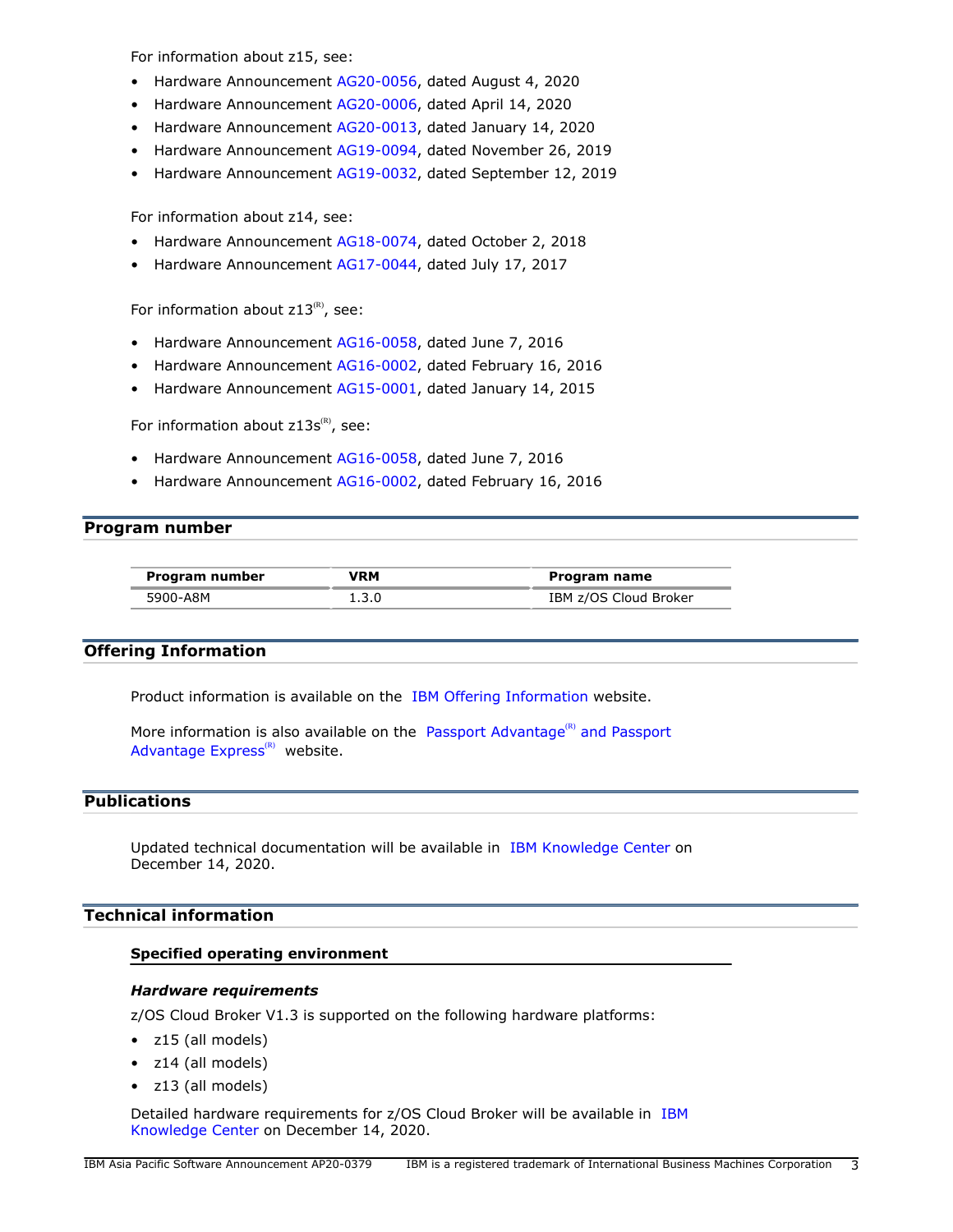For information about z15, see:

- Hardware Announcement AG20-0056, dated August 4, 2020
- Hardware Announcement AG20-0006, dated April 14, 2020
- Hardware Announcement AG20-0013, dated January 14, 2020
- Hardware Announcement AG19-0094, dated November 26, 2019
- Hardware Announcement AG19-0032, dated September 12, 2019

For information about z14, see:

- Hardware Announcement AG18-0074, dated October 2, 2018
- Hardware Announcement AG17-0044, dated July 17, 2017

For information about z13(R), see:

- Hardware Announcement AG16-0058, dated June 7, 2016
- Hardware Announcement AG16-0002, dated February 16, 2016
- Hardware Announcement AG15-0001, dated January 14, 2015

For information about z13s(R), see:

- Hardware Announcement AG16-0058, dated June 7, 2016
- Hardware Announcement AG16-0002, dated February 16, 2016

## Program number

| Program number | VRM | Program name |
|---|---|---|
| 5900-A8M | 1.3.0 | IBM z/OS Cloud Broker |

## Offering Information

Product information is available on the IBM Offering Information website.

More information is also available on the Passport Advantage(R) and Passport Advantage Express(R) website.

## Publications

Updated technical documentation will be available in IBM Knowledge Center on December 14, 2020.

## Technical information

### Specified operating environment

#### *Hardware requirements*

z/OS Cloud Broker V1.3 is supported on the following hardware platforms:

- z15 (all models)
- z14 (all models)
- z13 (all models)

Detailed hardware requirements for z/OS Cloud Broker will be available in IBM Knowledge Center on December 14, 2020.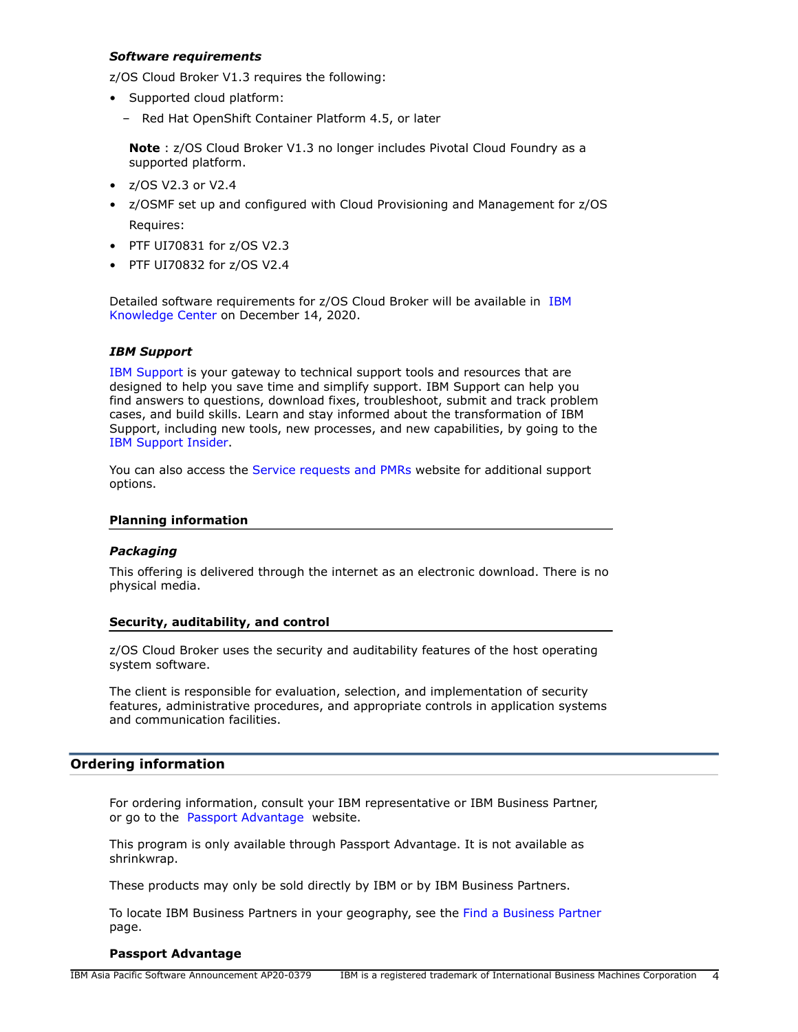### *Software requirements*

z/OS Cloud Broker V1.3 requires the following:

- Supported cloud platform:
  - Red Hat OpenShift Container Platform 4.5, or later

  **Note** : z/OS Cloud Broker V1.3 no longer includes Pivotal Cloud Foundry as a supported platform.
- z/OS V2.3 or V2.4
- z/OSMF set up and configured with Cloud Provisioning and Management for z/OS

  Requires:
- PTF UI70831 for z/OS V2.3
- PTF UI70832 for z/OS V2.4

Detailed software requirements for z/OS Cloud Broker will be available in IBM Knowledge Center on December 14, 2020.

### *IBM Support*

IBM Support is your gateway to technical support tools and resources that are designed to help you save time and simplify support. IBM Support can help you find answers to questions, download fixes, troubleshoot, submit and track problem cases, and build skills. Learn and stay informed about the transformation of IBM Support, including new tools, new processes, and new capabilities, by going to the IBM Support Insider.

You can also access the Service requests and PMRs website for additional support options.

### Planning information

### *Packaging*

This offering is delivered through the internet as an electronic download. There is no physical media.

### Security, auditability, and control

z/OS Cloud Broker uses the security and auditability features of the host operating system software.

The client is responsible for evaluation, selection, and implementation of security features, administrative procedures, and appropriate controls in application systems and communication facilities.

## Ordering information

For ordering information, consult your IBM representative or IBM Business Partner, or go to the Passport Advantage website.

This program is only available through Passport Advantage. It is not available as shrinkwrap.

These products may only be sold directly by IBM or by IBM Business Partners.

To locate IBM Business Partners in your geography, see the Find a Business Partner page.

**Passport Advantage**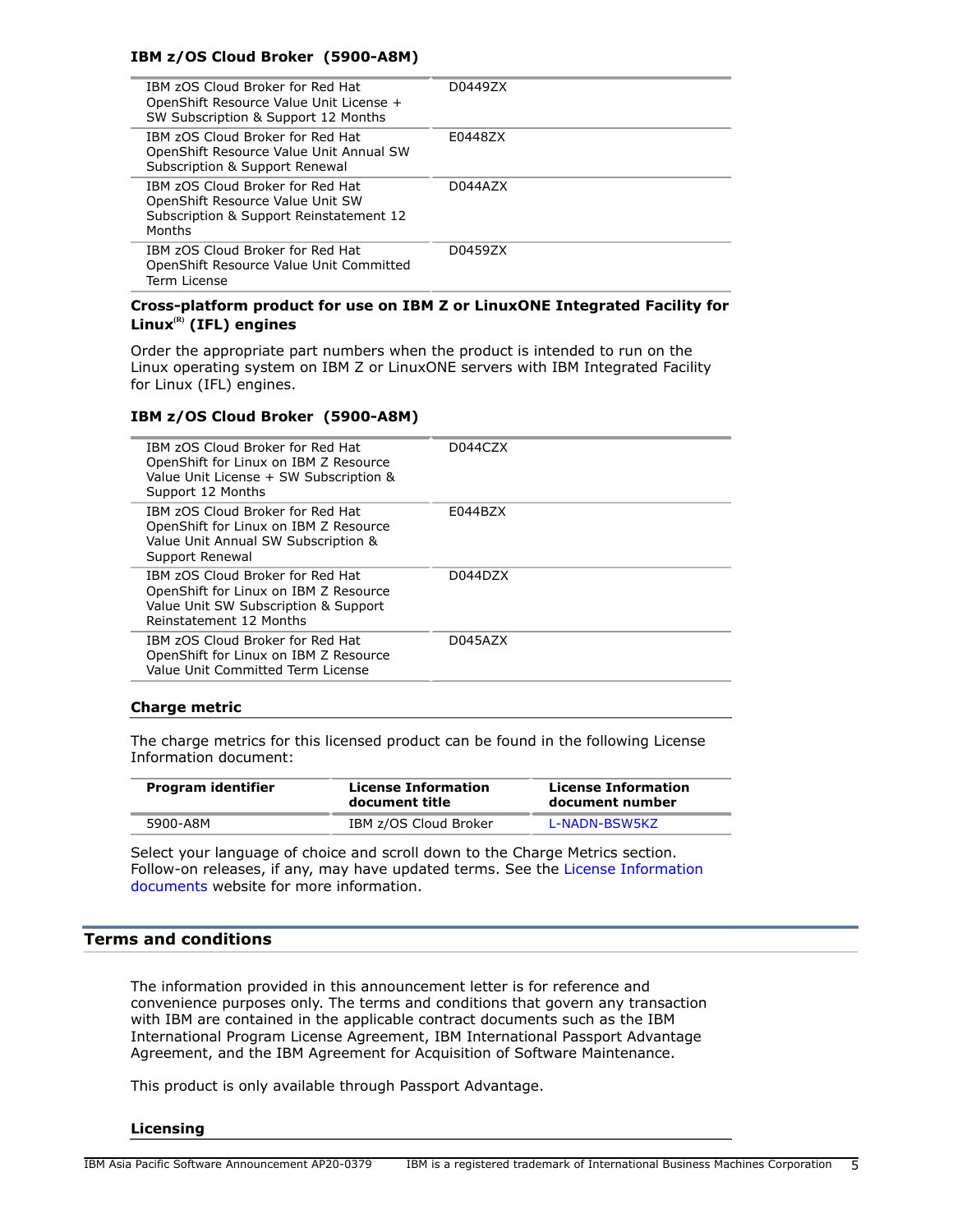#### IBM z/OS Cloud Broker (5900-A8M)

| | |
|---|---|
| IBM zOS Cloud Broker for Red Hat OpenShift Resource Value Unit License + SW Subscription & Support 12 Months | D0449ZX |
| IBM zOS Cloud Broker for Red Hat OpenShift Resource Value Unit Annual SW Subscription & Support Renewal | E0448ZX |
| IBM zOS Cloud Broker for Red Hat OpenShift Resource Value Unit SW Subscription & Support Reinstatement 12 Months | D044AZX |
| IBM zOS Cloud Broker for Red Hat OpenShift Resource Value Unit Committed Term License | D0459ZX |

#### Cross-platform product for use on IBM Z or LinuxONE Integrated Facility for Linux(R) (IFL) engines

Order the appropriate part numbers when the product is intended to run on the Linux operating system on IBM Z or LinuxONE servers with IBM Integrated Facility for Linux (IFL) engines.

#### IBM z/OS Cloud Broker (5900-A8M)

| | |
|---|---|
| IBM zOS Cloud Broker for Red Hat OpenShift for Linux on IBM Z Resource Value Unit License + SW Subscription & Support 12 Months | D044CZX |
| IBM zOS Cloud Broker for Red Hat OpenShift for Linux on IBM Z Resource Value Unit Annual SW Subscription & Support Renewal | E044BZX |
| IBM zOS Cloud Broker for Red Hat OpenShift for Linux on IBM Z Resource Value Unit SW Subscription & Support Reinstatement 12 Months | D044DZX |
| IBM zOS Cloud Broker for Red Hat OpenShift for Linux on IBM Z Resource Value Unit Committed Term License | D045AZX |

### Charge metric

The charge metrics for this licensed product can be found in the following License Information document:

| Program identifier | License Information document title | License Information document number |
|---|---|---|
| 5900-A8M | IBM z/OS Cloud Broker | L-NADN-BSW5KZ |

Select your language of choice and scroll down to the Charge Metrics section. Follow-on releases, if any, may have updated terms. See the License Information documents website for more information.

## Terms and conditions

The information provided in this announcement letter is for reference and convenience purposes only. The terms and conditions that govern any transaction with IBM are contained in the applicable contract documents such as the IBM International Program License Agreement, IBM International Passport Advantage Agreement, and the IBM Agreement for Acquisition of Software Maintenance.

This product is only available through Passport Advantage.

### Licensing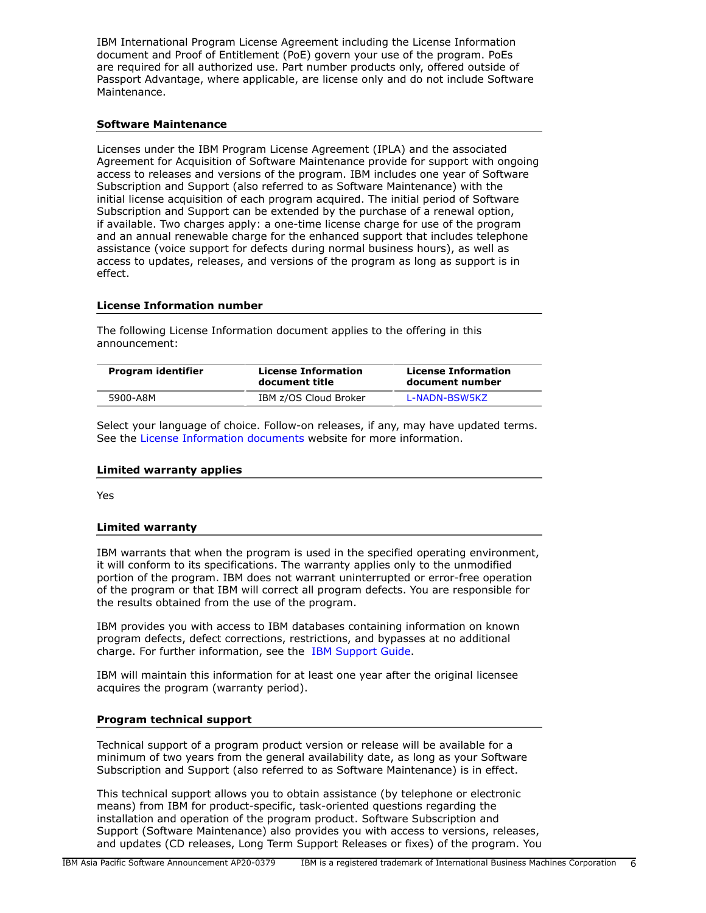IBM International Program License Agreement including the License Information document and Proof of Entitlement (PoE) govern your use of the program. PoEs are required for all authorized use. Part number products only, offered outside of Passport Advantage, where applicable, are license only and do not include Software Maintenance.

### Software Maintenance

Licenses under the IBM Program License Agreement (IPLA) and the associated Agreement for Acquisition of Software Maintenance provide for support with ongoing access to releases and versions of the program. IBM includes one year of Software Subscription and Support (also referred to as Software Maintenance) with the initial license acquisition of each program acquired. The initial period of Software Subscription and Support can be extended by the purchase of a renewal option, if available. Two charges apply: a one-time license charge for use of the program and an annual renewable charge for the enhanced support that includes telephone assistance (voice support for defects during normal business hours), as well as access to updates, releases, and versions of the program as long as support is in effect.

### License Information number

The following License Information document applies to the offering in this announcement:

| Program identifier | License Information document title | License Information document number |
| --- | --- | --- |
| 5900-A8M | IBM z/OS Cloud Broker | L-NADN-BSW5KZ |

Select your language of choice. Follow-on releases, if any, may have updated terms. See the License Information documents website for more information.

### Limited warranty applies

Yes

### Limited warranty

IBM warrants that when the program is used in the specified operating environment, it will conform to its specifications. The warranty applies only to the unmodified portion of the program. IBM does not warrant uninterrupted or error-free operation of the program or that IBM will correct all program defects. You are responsible for the results obtained from the use of the program.

IBM provides you with access to IBM databases containing information on known program defects, defect corrections, restrictions, and bypasses at no additional charge. For further information, see the IBM Support Guide.

IBM will maintain this information for at least one year after the original licensee acquires the program (warranty period).

### Program technical support

Technical support of a program product version or release will be available for a minimum of two years from the general availability date, as long as your Software Subscription and Support (also referred to as Software Maintenance) is in effect.

This technical support allows you to obtain assistance (by telephone or electronic means) from IBM for product-specific, task-oriented questions regarding the installation and operation of the program product. Software Subscription and Support (Software Maintenance) also provides you with access to versions, releases, and updates (CD releases, Long Term Support Releases or fixes) of the program. You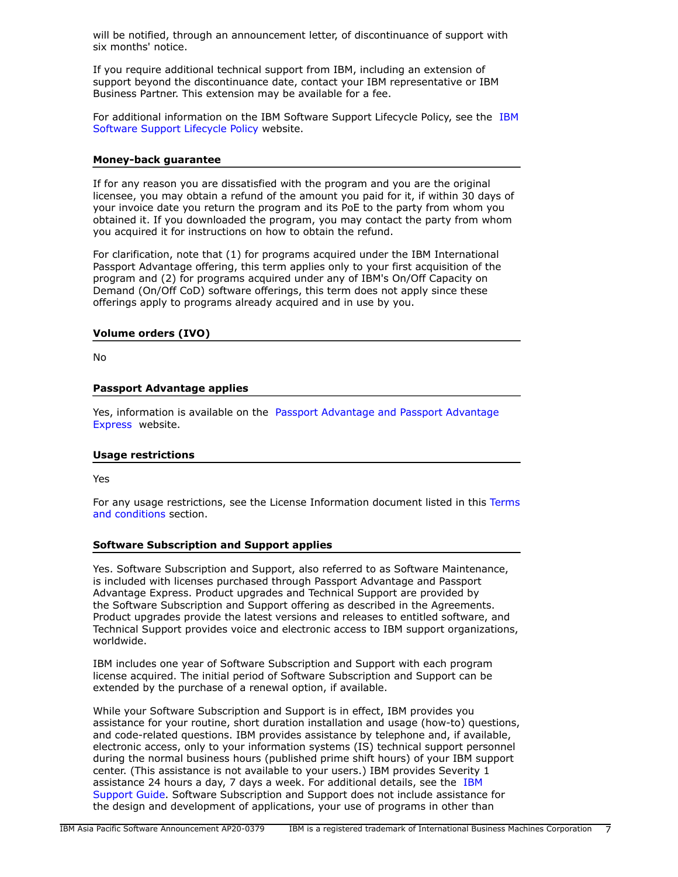will be notified, through an announcement letter, of discontinuance of support with six months' notice.

If you require additional technical support from IBM, including an extension of support beyond the discontinuance date, contact your IBM representative or IBM Business Partner. This extension may be available for a fee.

For additional information on the IBM Software Support Lifecycle Policy, see the IBM Software Support Lifecycle Policy website.

### Money-back guarantee

If for any reason you are dissatisfied with the program and you are the original licensee, you may obtain a refund of the amount you paid for it, if within 30 days of your invoice date you return the program and its PoE to the party from whom you obtained it. If you downloaded the program, you may contact the party from whom you acquired it for instructions on how to obtain the refund.

For clarification, note that (1) for programs acquired under the IBM International Passport Advantage offering, this term applies only to your first acquisition of the program and (2) for programs acquired under any of IBM's On/Off Capacity on Demand (On/Off CoD) software offerings, this term does not apply since these offerings apply to programs already acquired and in use by you.

### Volume orders (IVO)

No

### Passport Advantage applies

Yes, information is available on the Passport Advantage and Passport Advantage Express website.

### Usage restrictions

Yes

For any usage restrictions, see the License Information document listed in this Terms and conditions section.

### Software Subscription and Support applies

Yes. Software Subscription and Support, also referred to as Software Maintenance, is included with licenses purchased through Passport Advantage and Passport Advantage Express. Product upgrades and Technical Support are provided by the Software Subscription and Support offering as described in the Agreements. Product upgrades provide the latest versions and releases to entitled software, and Technical Support provides voice and electronic access to IBM support organizations, worldwide.

IBM includes one year of Software Subscription and Support with each program license acquired. The initial period of Software Subscription and Support can be extended by the purchase of a renewal option, if available.

While your Software Subscription and Support is in effect, IBM provides you assistance for your routine, short duration installation and usage (how-to) questions, and code-related questions. IBM provides assistance by telephone and, if available, electronic access, only to your information systems (IS) technical support personnel during the normal business hours (published prime shift hours) of your IBM support center. (This assistance is not available to your users.) IBM provides Severity 1 assistance 24 hours a day, 7 days a week. For additional details, see the IBM Support Guide. Software Subscription and Support does not include assistance for the design and development of applications, your use of programs in other than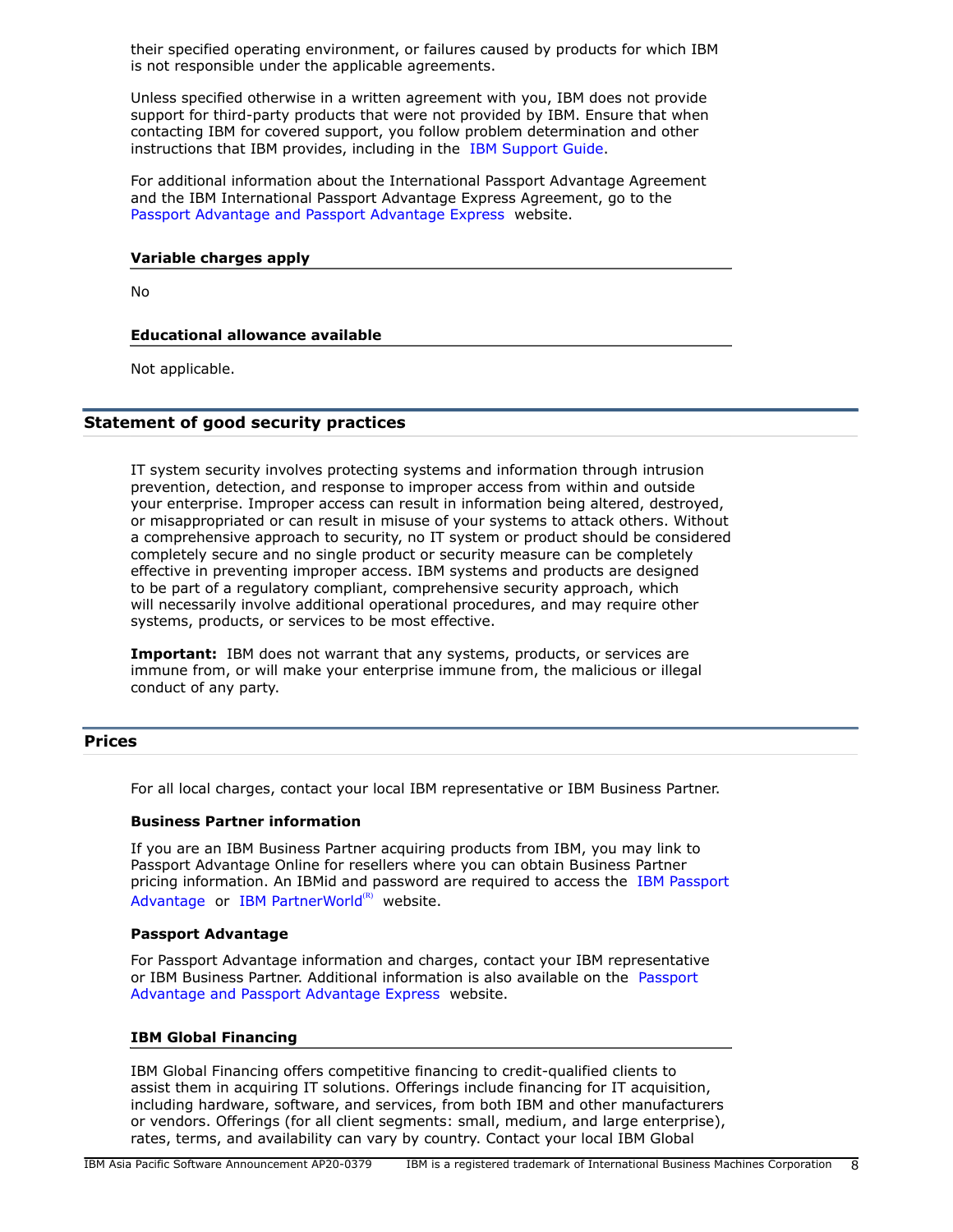their specified operating environment, or failures caused by products for which IBM is not responsible under the applicable agreements.

Unless specified otherwise in a written agreement with you, IBM does not provide support for third-party products that were not provided by IBM. Ensure that when contacting IBM for covered support, you follow problem determination and other instructions that IBM provides, including in the IBM Support Guide.

For additional information about the International Passport Advantage Agreement and the IBM International Passport Advantage Express Agreement, go to the Passport Advantage and Passport Advantage Express website.

### Variable charges apply

No

### Educational allowance available

Not applicable.

## Statement of good security practices

IT system security involves protecting systems and information through intrusion prevention, detection, and response to improper access from within and outside your enterprise. Improper access can result in information being altered, destroyed, or misappropriated or can result in misuse of your systems to attack others. Without a comprehensive approach to security, no IT system or product should be considered completely secure and no single product or security measure can be completely effective in preventing improper access. IBM systems and products are designed to be part of a regulatory compliant, comprehensive security approach, which will necessarily involve additional operational procedures, and may require other systems, products, or services to be most effective.

**Important:** IBM does not warrant that any systems, products, or services are immune from, or will make your enterprise immune from, the malicious or illegal conduct of any party.

## Prices

For all local charges, contact your local IBM representative or IBM Business Partner.

### Business Partner information

If you are an IBM Business Partner acquiring products from IBM, you may link to Passport Advantage Online for resellers where you can obtain Business Partner pricing information. An IBMid and password are required to access the IBM Passport Advantage or IBM PartnerWorld(R) website.

### Passport Advantage

For Passport Advantage information and charges, contact your IBM representative or IBM Business Partner. Additional information is also available on the Passport Advantage and Passport Advantage Express website.

### IBM Global Financing

IBM Global Financing offers competitive financing to credit-qualified clients to assist them in acquiring IT solutions. Offerings include financing for IT acquisition, including hardware, software, and services, from both IBM and other manufacturers or vendors. Offerings (for all client segments: small, medium, and large enterprise), rates, terms, and availability can vary by country. Contact your local IBM Global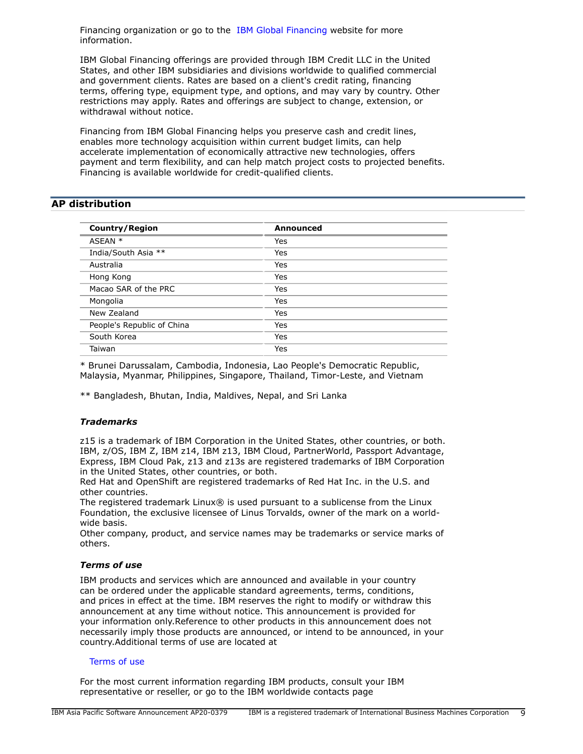Financing organization or go to the IBM Global Financing website for more information.

IBM Global Financing offerings are provided through IBM Credit LLC in the United States, and other IBM subsidiaries and divisions worldwide to qualified commercial and government clients. Rates are based on a client's credit rating, financing terms, offering type, equipment type, and options, and may vary by country. Other restrictions may apply. Rates and offerings are subject to change, extension, or withdrawal without notice.

Financing from IBM Global Financing helps you preserve cash and credit lines, enables more technology acquisition within current budget limits, can help accelerate implementation of economically attractive new technologies, offers payment and term flexibility, and can help match project costs to projected benefits. Financing is available worldwide for credit-qualified clients.

## AP distribution

| Country/Region | Announced |
|---|---|
| ASEAN * | Yes |
| India/South Asia ** | Yes |
| Australia | Yes |
| Hong Kong | Yes |
| Macao SAR of the PRC | Yes |
| Mongolia | Yes |
| New Zealand | Yes |
| People's Republic of China | Yes |
| South Korea | Yes |
| Taiwan | Yes |

* Brunei Darussalam, Cambodia, Indonesia, Lao People's Democratic Republic, Malaysia, Myanmar, Philippines, Singapore, Thailand, Timor-Leste, and Vietnam

** Bangladesh, Bhutan, India, Maldives, Nepal, and Sri Lanka

### *Trademarks*

z15 is a trademark of IBM Corporation in the United States, other countries, or both.
IBM, z/OS, IBM Z, IBM z14, IBM z13, IBM Cloud, PartnerWorld, Passport Advantage, Express, IBM Cloud Pak, z13 and z13s are registered trademarks of IBM Corporation in the United States, other countries, or both.
Red Hat and OpenShift are registered trademarks of Red Hat Inc. in the U.S. and other countries.
The registered trademark Linux® is used pursuant to a sublicense from the Linux Foundation, the exclusive licensee of Linus Torvalds, owner of the mark on a world-wide basis.
Other company, product, and service names may be trademarks or service marks of others.

### *Terms of use*

IBM products and services which are announced and available in your country can be ordered under the applicable standard agreements, terms, conditions, and prices in effect at the time. IBM reserves the right to modify or withdraw this announcement at any time without notice. This announcement is provided for your information only.Reference to other products in this announcement does not necessarily imply those products are announced, or intend to be announced, in your country.Additional terms of use are located at

Terms of use

For the most current information regarding IBM products, consult your IBM representative or reseller, or go to the IBM worldwide contacts page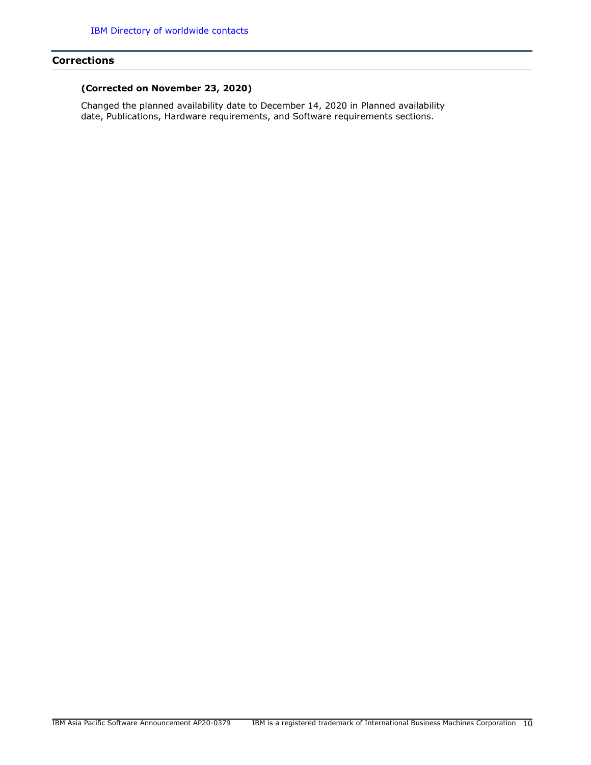IBM Directory of worldwide contacts

## Corrections

**(Corrected on November 23, 2020)**

Changed the planned availability date to December 14, 2020 in Planned availability date, Publications, Hardware requirements, and Software requirements sections.